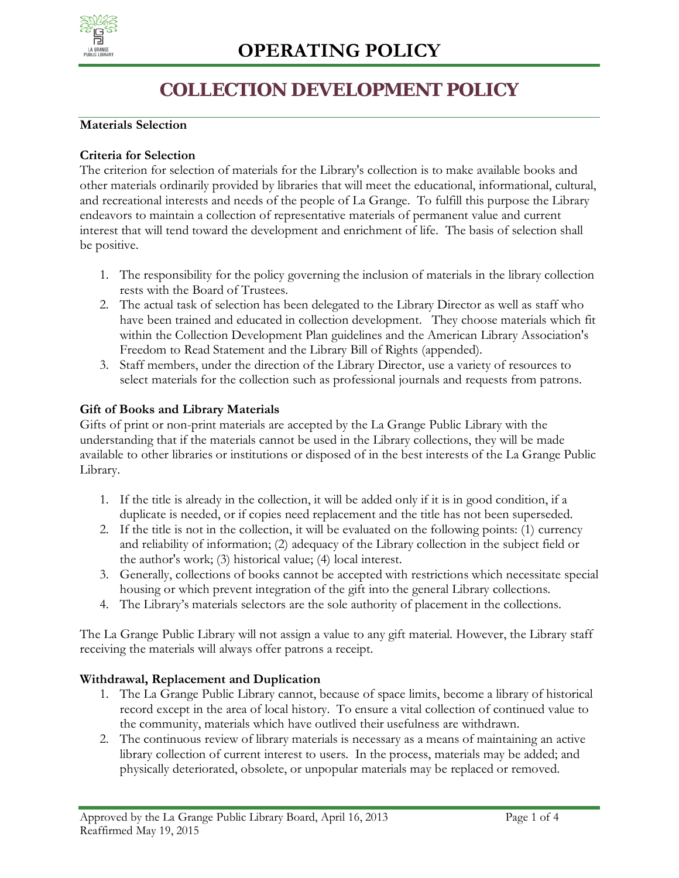# OPERATING POLICY

## COLLECTION DEVELOPMENT POLICY

**Materials Selection**

### Criteria for Selection

The criterion for selection of materials for the Library's collection is to make available books and other materials ordinarily provided by libraries that will meet the educational, informational, cultural, and recreational interests and needs of the people of La Grange. To fulfill this purpose the Library endeavors to maintain a collection of representative materials of permanent value and current interest that will tend toward the development and enrichment of life. The basis of selection shall be positive.

1. The responsibility for the policy governing the inclusion of materials in the library collection rests with the Board of Trustees.
2. The actual task of selection has been delegated to the Library Director as well as staff who have been trained and educated in collection development. They choose materials which fit within the Collection Development Plan guidelines and the American Library Association's Freedom to Read Statement and the Library Bill of Rights (appended).
3. Staff members, under the direction of the Library Director, use a variety of resources to select materials for the collection such as professional journals and requests from patrons.

### Gift of Books and Library Materials

Gifts of print or non-print materials are accepted by the La Grange Public Library with the understanding that if the materials cannot be used in the Library collections, they will be made available to other libraries or institutions or disposed of in the best interests of the La Grange Public Library.

1. If the title is already in the collection, it will be added only if it is in good condition, if a duplicate is needed, or if copies need replacement and the title has not been superseded.
2. If the title is not in the collection, it will be evaluated on the following points: (1) currency and reliability of information; (2) adequacy of the Library collection in the subject field or the author's work; (3) historical value; (4) local interest.
3. Generally, collections of books cannot be accepted with restrictions which necessitate special housing or which prevent integration of the gift into the general Library collections.
4. The Library's materials selectors are the sole authority of placement in the collections.

The La Grange Public Library will not assign a value to any gift material. However, the Library staff receiving the materials will always offer patrons a receipt.

### Withdrawal, Replacement and Duplication

1. The La Grange Public Library cannot, because of space limits, become a library of historical record except in the area of local history. To ensure a vital collection of continued value to the community, materials which have outlived their usefulness are withdrawn.
2. The continuous review of library materials is necessary as a means of maintaining an active library collection of current interest to users. In the process, materials may be added; and physically deteriorated, obsolete, or unpopular materials may be replaced or removed.

Approved by the La Grange Public Library Board, April 16, 2013
Reaffirmed May 19, 2015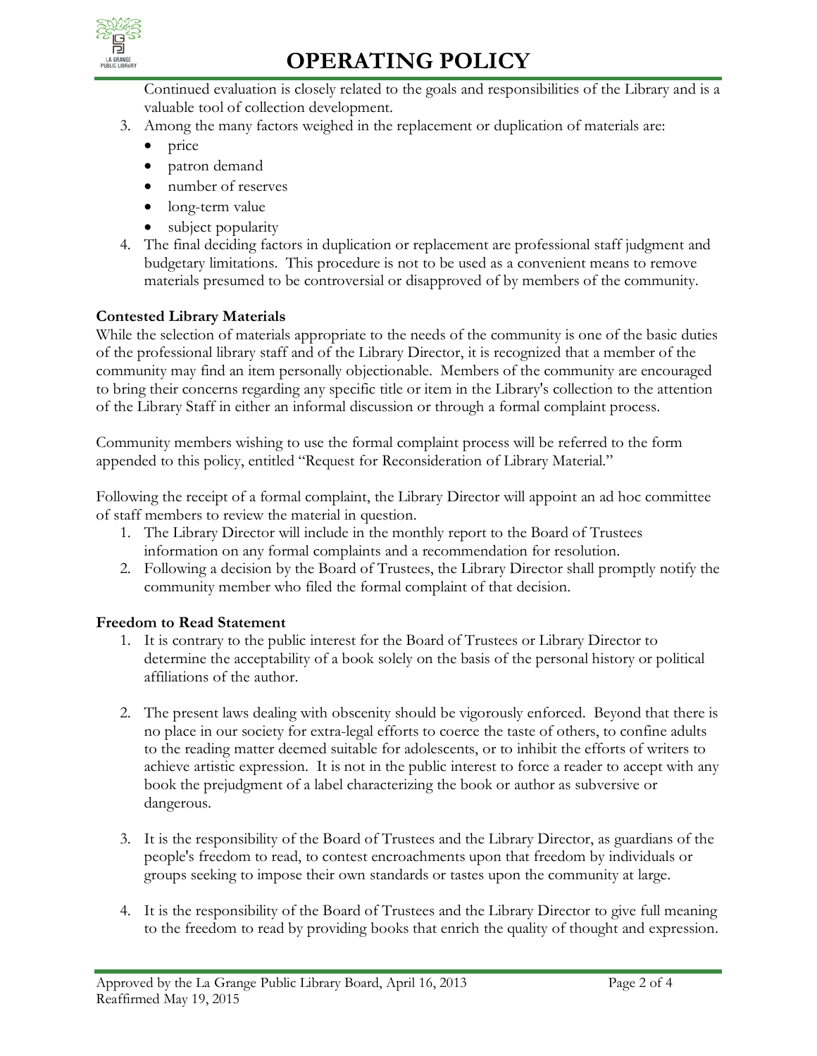Continued evaluation is closely related to the goals and responsibilities of the Library and is a valuable tool of collection development.

3. Among the many factors weighed in the replacement or duplication of materials are:
   - price
   - patron demand
   - number of reserves
   - long-term value
   - subject popularity
4. The final deciding factors in duplication or replacement are professional staff judgment and budgetary limitations. This procedure is not to be used as a convenient means to remove materials presumed to be controversial or disapproved of by members of the community.

**Contested Library Materials**

While the selection of materials appropriate to the needs of the community is one of the basic duties of the professional library staff and of the Library Director, it is recognized that a member of the community may find an item personally objectionable. Members of the community are encouraged to bring their concerns regarding any specific title or item in the Library's collection to the attention of the Library Staff in either an informal discussion or through a formal complaint process.

Community members wishing to use the formal complaint process will be referred to the form appended to this policy, entitled "Request for Reconsideration of Library Material."

Following the receipt of a formal complaint, the Library Director will appoint an ad hoc committee of staff members to review the material in question.

1. The Library Director will include in the monthly report to the Board of Trustees information on any formal complaints and a recommendation for resolution.
2. Following a decision by the Board of Trustees, the Library Director shall promptly notify the community member who filed the formal complaint of that decision.

**Freedom to Read Statement**

1. It is contrary to the public interest for the Board of Trustees or Library Director to determine the acceptability of a book solely on the basis of the personal history or political affiliations of the author.

2. The present laws dealing with obscenity should be vigorously enforced. Beyond that there is no place in our society for extra-legal efforts to coerce the taste of others, to confine adults to the reading matter deemed suitable for adolescents, or to inhibit the efforts of writers to achieve artistic expression. It is not in the public interest to force a reader to accept with any book the prejudgment of a label characterizing the book or author as subversive or dangerous.

3. It is the responsibility of the Board of Trustees and the Library Director, as guardians of the people's freedom to read, to contest encroachments upon that freedom by individuals or groups seeking to impose their own standards or tastes upon the community at large.

4. It is the responsibility of the Board of Trustees and the Library Director to give full meaning to the freedom to read by providing books that enrich the quality of thought and expression.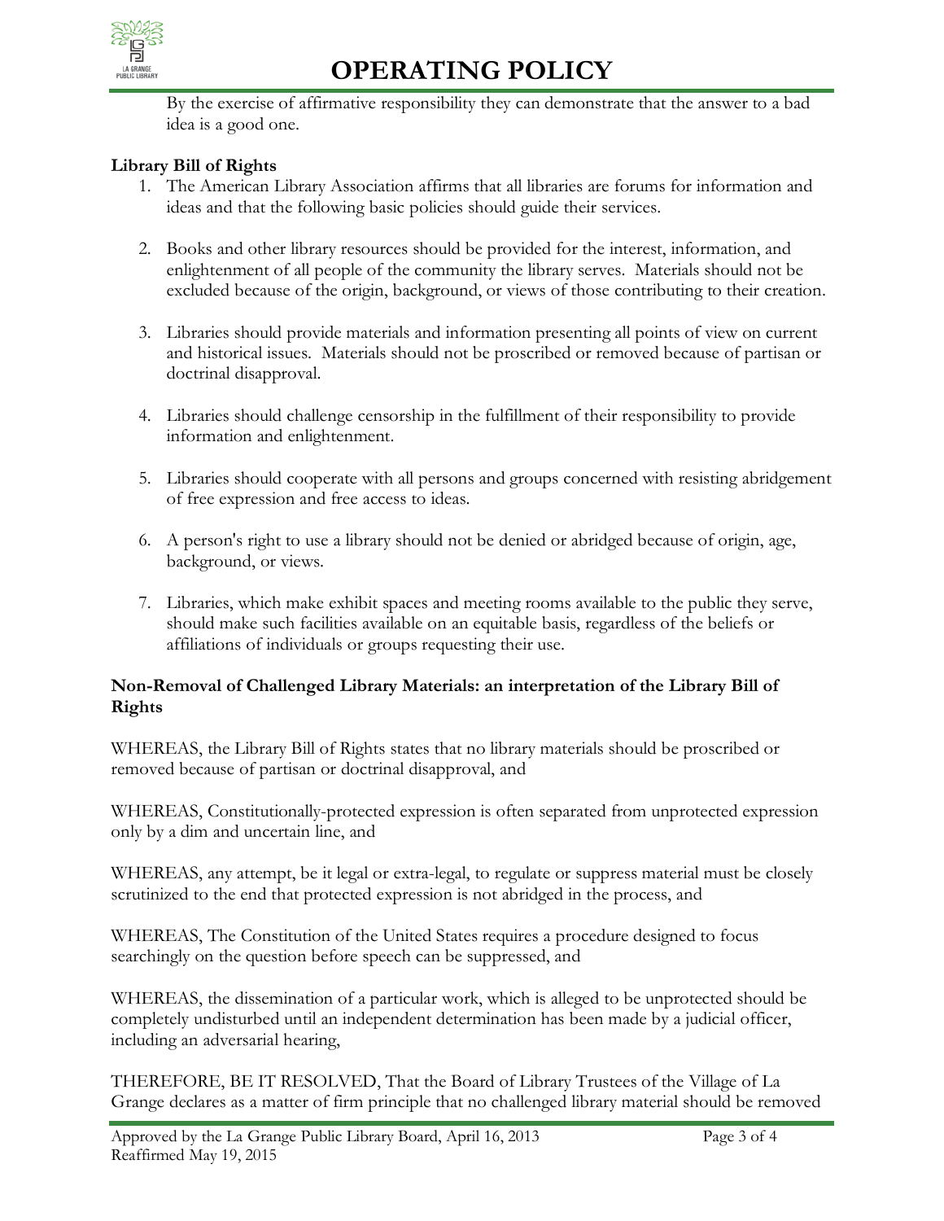By the exercise of affirmative responsibility they can demonstrate that the answer to a bad idea is a good one.

**Library Bill of Rights**

1. The American Library Association affirms that all libraries are forums for information and ideas and that the following basic policies should guide their services.

2. Books and other library resources should be provided for the interest, information, and enlightenment of all people of the community the library serves. Materials should not be excluded because of the origin, background, or views of those contributing to their creation.

3. Libraries should provide materials and information presenting all points of view on current and historical issues. Materials should not be proscribed or removed because of partisan or doctrinal disapproval.

4. Libraries should challenge censorship in the fulfillment of their responsibility to provide information and enlightenment.

5. Libraries should cooperate with all persons and groups concerned with resisting abridgement of free expression and free access to ideas.

6. A person's right to use a library should not be denied or abridged because of origin, age, background, or views.

7. Libraries, which make exhibit spaces and meeting rooms available to the public they serve, should make such facilities available on an equitable basis, regardless of the beliefs or affiliations of individuals or groups requesting their use.

**Non-Removal of Challenged Library Materials: an interpretation of the Library Bill of Rights**

WHEREAS, the Library Bill of Rights states that no library materials should be proscribed or removed because of partisan or doctrinal disapproval, and

WHEREAS, Constitutionally-protected expression is often separated from unprotected expression only by a dim and uncertain line, and

WHEREAS, any attempt, be it legal or extra-legal, to regulate or suppress material must be closely scrutinized to the end that protected expression is not abridged in the process, and

WHEREAS, The Constitution of the United States requires a procedure designed to focus searchingly on the question before speech can be suppressed, and

WHEREAS, the dissemination of a particular work, which is alleged to be unprotected should be completely undisturbed until an independent determination has been made by a judicial officer, including an adversarial hearing,

THEREFORE, BE IT RESOLVED, That the Board of Library Trustees of the Village of La Grange declares as a matter of firm principle that no challenged library material should be removed

Approved by the La Grange Public Library Board, April 16, 2013
Reaffirmed May 19, 2015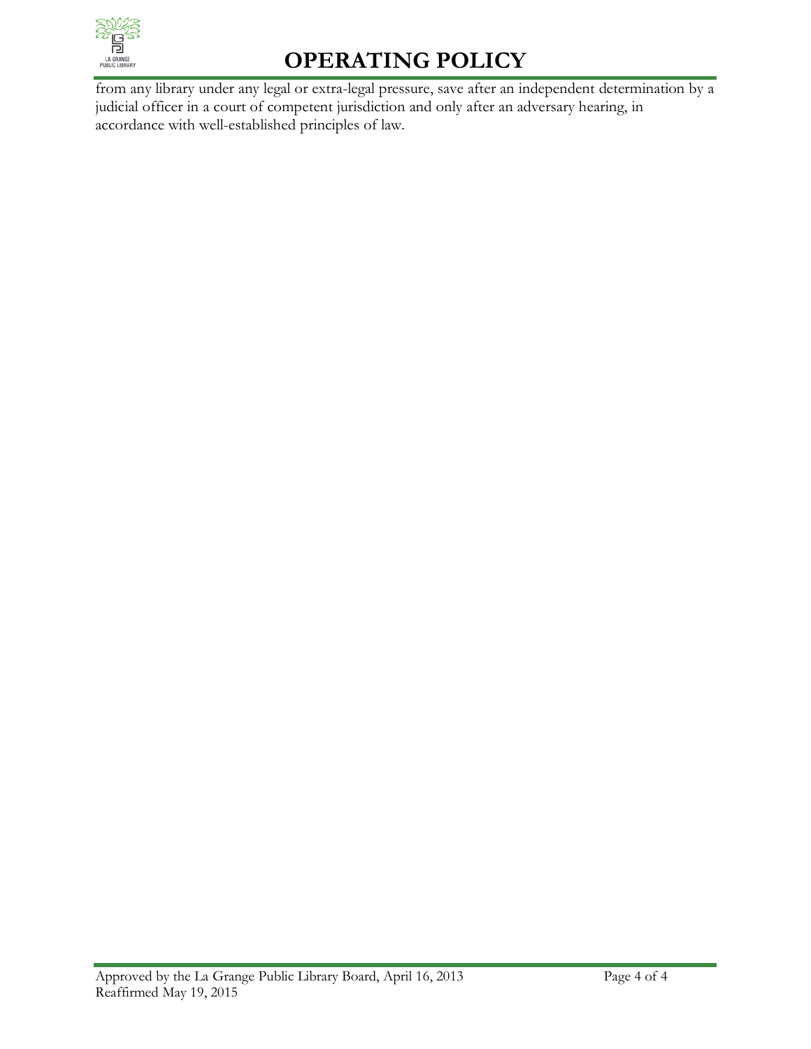from any library under any legal or extra-legal pressure, save after an independent determination by a judicial officer in a court of competent jurisdiction and only after an adversary hearing, in accordance with well-established principles of law.